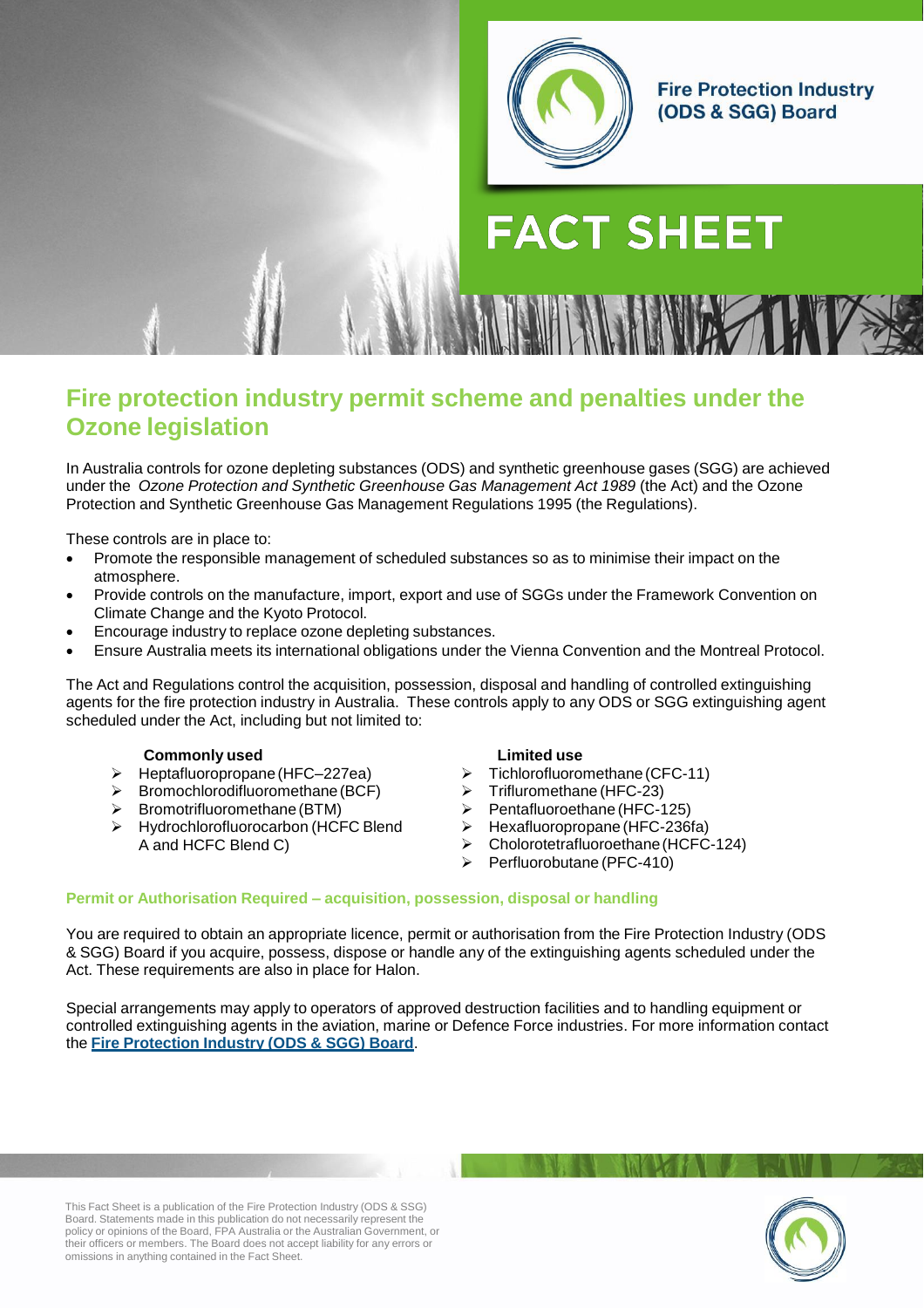Fire Protection Industry (ODS & SGG) Board

# FACT SHEET

## Fire protection industry permit scheme and penalties under the Ozone legislation

In Australia controls for ozone depleting substances (ODS) and synthetic greenhouse gases (SGG) are achieved under the *Ozone Protection and Synthetic Greenhouse Gas Management Act 1989* (the Act) and the Ozone Protection and Synthetic Greenhouse Gas Management Regulations 1995 (the Regulations).

These controls are in place to:

- Promote the responsible management of scheduled substances so as to minimise their impact on the atmosphere.
- Provide controls on the manufacture, import, export and use of SGGs under the Framework Convention on Climate Change and the Kyoto Protocol.
- Encourage industry to replace ozone depleting substances.
- Ensure Australia meets its international obligations under the Vienna Convention and the Montreal Protocol.

The Act and Regulations control the acquisition, possession, disposal and handling of controlled extinguishing agents for the fire protection industry in Australia. These controls apply to any ODS or SGG extinguishing agent scheduled under the Act, including but not limited to:

**Commonly used**

- Heptafluoropropane (HFC–227ea)
- Bromochlorodifluoromethane (BCF)
- Bromotrifluoromethane (BTM)
- Hydrochlorofluorocarbon (HCFC Blend A and HCFC Blend C)

**Limited use**

- Tichlorofluoromethane (CFC-11)
- Triflurомethane (HFC-23)
- Pentafluoroethane (HFC-125)
- Hexafluoropropane (HFC-236fa)
- Cholorotetrafluoroethane (HCFC-124)
- Perfluorobutane (PFC-410)

### Permit or Authorisation Required – acquisition, possession, disposal or handling

You are required to obtain an appropriate licence, permit or authorisation from the Fire Protection Industry (ODS & SGG) Board if you acquire, possess, dispose or handle any of the extinguishing agents scheduled under the Act. These requirements are also in place for Halon.

Special arrangements may apply to operators of approved destruction facilities and to handling equipment or controlled extinguishing agents in the aviation, marine or Defence Force industries. For more information contact the **Fire Protection Industry (ODS & SGG) Board**.

This Fact Sheet is a publication of the Fire Protection Industry (ODS & SSG) Board. Statements made in this publication do not necessarily represent the policy or opinions of the Board, FPA Australia or the Australian Government, or their officers or members. The Board does not accept liability for any errors or omissions in anything contained in the Fact Sheet.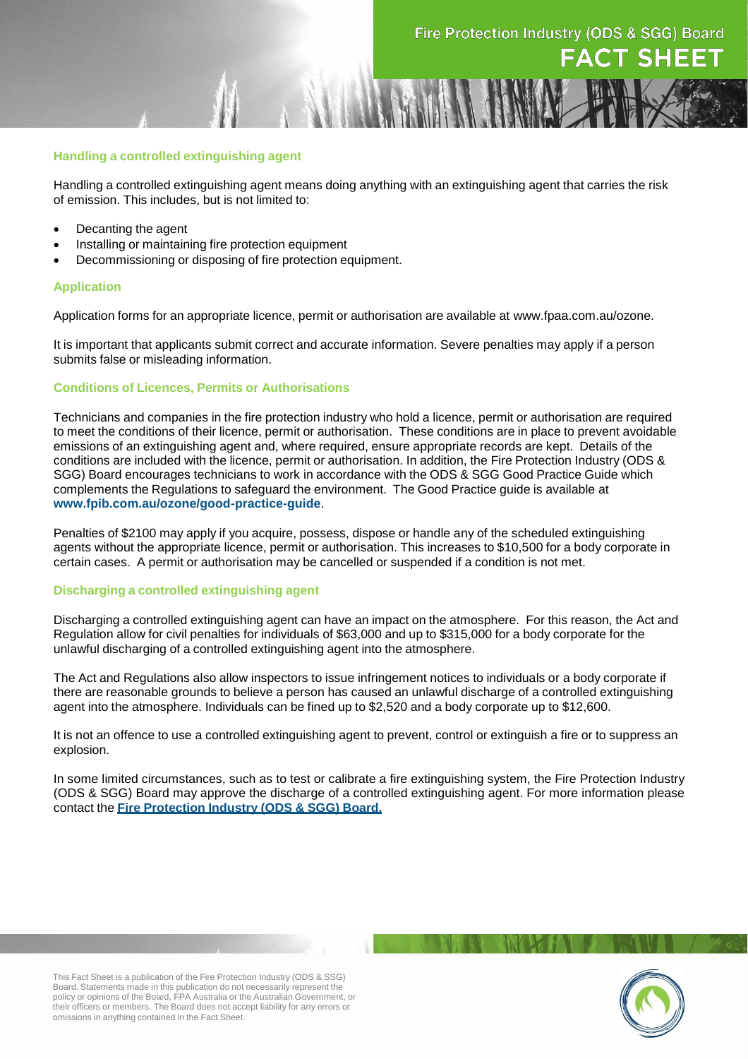### Handling a controlled extinguishing agent

Handling a controlled extinguishing agent means doing anything with an extinguishing agent that carries the risk of emission. This includes, but is not limited to:

- Decanting the agent
- Installing or maintaining fire protection equipment
- Decommissioning or disposing of fire protection equipment.

### Application

Application forms for an appropriate licence, permit or authorisation are available at www.fpaa.com.au/ozone.

It is important that applicants submit correct and accurate information. Severe penalties may apply if a person submits false or misleading information.

### Conditions of Licences, Permits or Authorisations

Technicians and companies in the fire protection industry who hold a licence, permit or authorisation are required to meet the conditions of their licence, permit or authorisation. These conditions are in place to prevent avoidable emissions of an extinguishing agent and, where required, ensure appropriate records are kept. Details of the conditions are included with the licence, permit or authorisation. In addition, the Fire Protection Industry (ODS & SGG) Board encourages technicians to work in accordance with the ODS & SGG Good Practice Guide which complements the Regulations to safeguard the environment. The Good Practice guide is available at **www.fpib.com.au/ozone/good-practice-guide**.

Penalties of $2100 may apply if you acquire, possess, dispose or handle any of the scheduled extinguishing agents without the appropriate licence, permit or authorisation. This increases to $10,500 for a body corporate in certain cases. A permit or authorisation may be cancelled or suspended if a condition is not met.

### Discharging a controlled extinguishing agent

Discharging a controlled extinguishing agent can have an impact on the atmosphere. For this reason, the Act and Regulation allow for civil penalties for individuals of $63,000 and up to $315,000 for a body corporate for the unlawful discharging of a controlled extinguishing agent into the atmosphere.

The Act and Regulations also allow inspectors to issue infringement notices to individuals or a body corporate if there are reasonable grounds to believe a person has caused an unlawful discharge of a controlled extinguishing agent into the atmosphere. Individuals can be fined up to $2,520 and a body corporate up to $12,600.

It is not an offence to use a controlled extinguishing agent to prevent, control or extinguish a fire or to suppress an explosion.

In some limited circumstances, such as to test or calibrate a fire extinguishing system, the Fire Protection Industry (ODS & SGG) Board may approve the discharge of a controlled extinguishing agent. For more information please contact the **Fire Protection Industry (ODS & SGG) Board.**

This Fact Sheet is a publication of the Fire Protection Industry (ODS & SSG) Board. Statements made in this publication do not necessarily represent the policy or opinions of the Board, FPA Australia or the Australian Government, or their officers or members. The Board does not accept liability for any errors or omissions in anything contained in the Fact Sheet.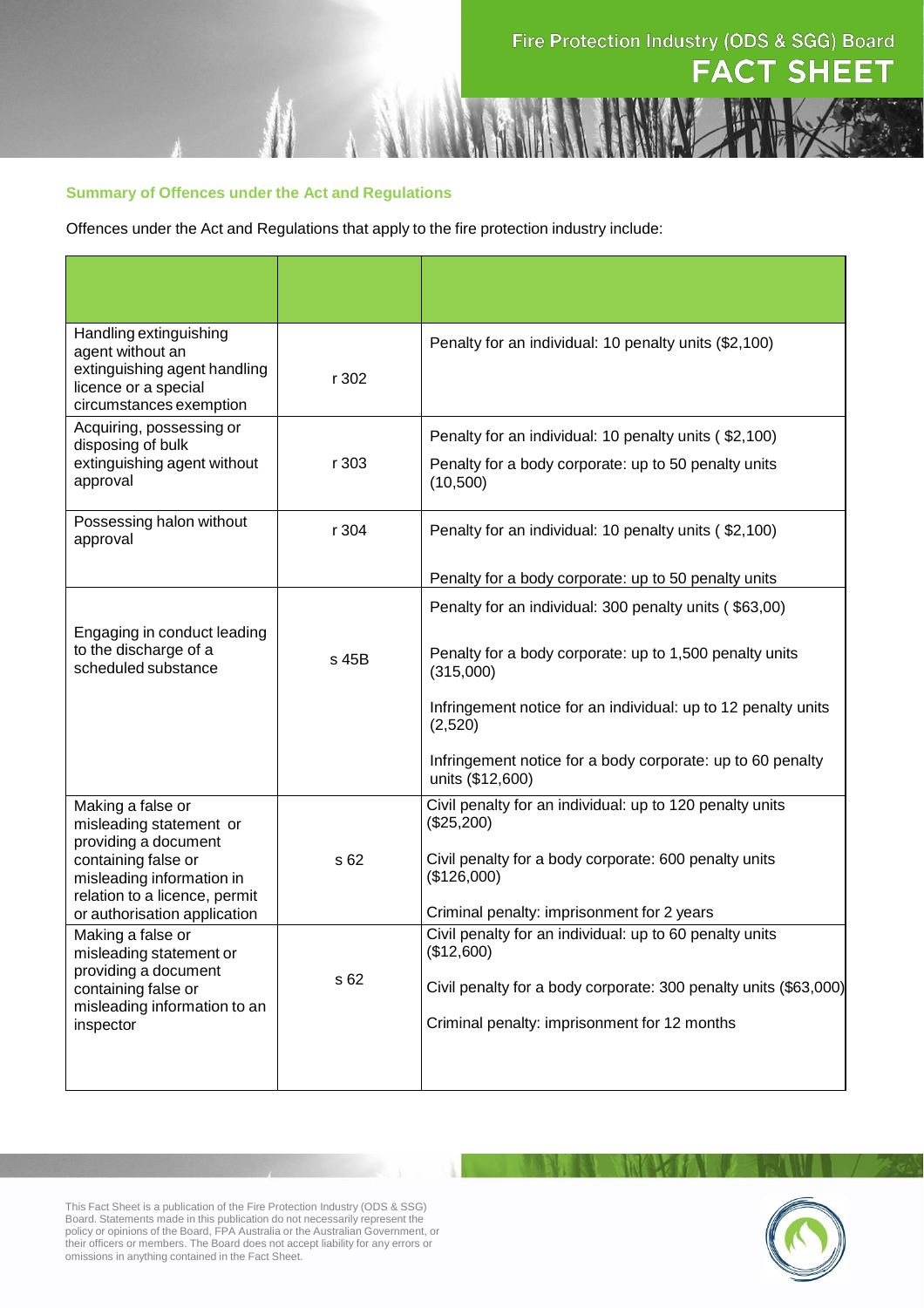### Summary of Offences under the Act and Regulations

Offences under the Act and Regulations that apply to the fire protection industry include:

| | | |
|---|---|---|
| Handling extinguishing agent without an extinguishing agent handling licence or a special circumstances exemption | r 302 | Penalty for an individual: 10 penalty units ($2,100) |
| Acquiring, possessing or disposing of bulk extinguishing agent without approval | r 303 | Penalty for an individual: 10 penalty units ( $2,100)<br><br>Penalty for a body corporate: up to 50 penalty units (10,500) |
| Possessing halon without approval | r 304 | Penalty for an individual: 10 penalty units ( $2,100)<br><br>Penalty for a body corporate: up to 50 penalty units |
| Engaging in conduct leading to the discharge of a scheduled substance | s 45B | Penalty for an individual: 300 penalty units ( $63,00)<br><br>Penalty for a body corporate: up to 1,500 penalty units (315,000)<br><br>Infringement notice for an individual: up to 12 penalty units (2,520)<br><br>Infringement notice for a body corporate: up to 60 penalty units ($12,600) |
| Making a false or misleading statement or providing a document containing false or misleading information in relation to a licence, permit or authorisation application | s 62 | Civil penalty for an individual: up to 120 penalty units ($25,200)<br><br>Civil penalty for a body corporate: 600 penalty units ($126,000)<br><br>Criminal penalty: imprisonment for 2 years |
| Making a false or misleading statement or providing a document containing false or misleading information to an inspector | s 62 | Civil penalty for an individual: up to 60 penalty units ($12,600)<br><br>Civil penalty for a body corporate: 300 penalty units ($63,000)<br><br>Criminal penalty: imprisonment for 12 months |

This Fact Sheet is a publication of the Fire Protection Industry (ODS & SSG) Board. Statements made in this publication do not necessarily represent the policy or opinions of the Board, FPA Australia or the Australian Government, or their officers or members. The Board does not accept liability for any errors or omissions in anything contained in the Fact Sheet.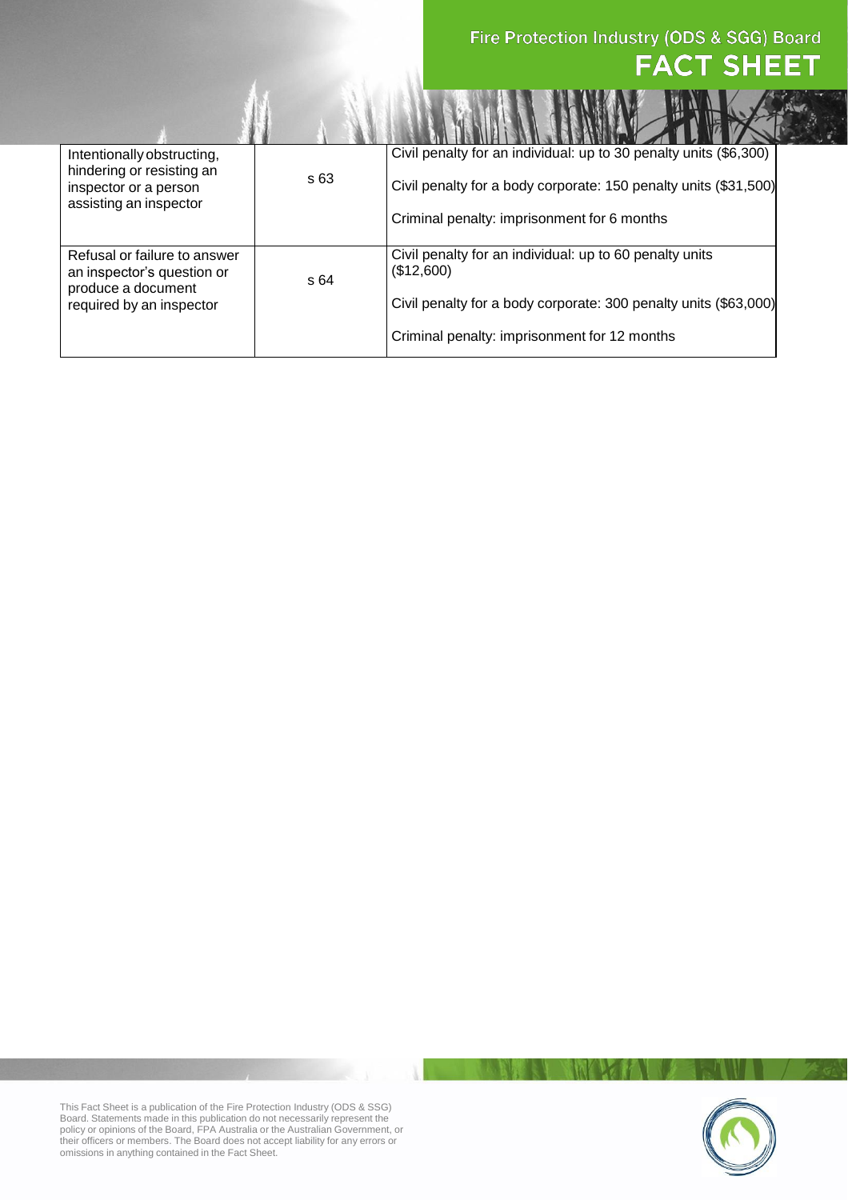| | | |
|---|---|---|
| Intentionally obstructing, hindering or resisting an inspector or a person assisting an inspector | s 63 | Civil penalty for an individual: up to 30 penalty units ($6,300)<br><br>Civil penalty for a body corporate: 150 penalty units ($31,500)<br><br>Criminal penalty: imprisonment for 6 months |
| Refusal or failure to answer an inspector's question or produce a document required by an inspector | s 64 | Civil penalty for an individual: up to 60 penalty units ($12,600)<br><br>Civil penalty for a body corporate: 300 penalty units ($63,000)<br><br>Criminal penalty: imprisonment for 12 months |

This Fact Sheet is a publication of the Fire Protection Industry (ODS & SSG) Board. Statements made in this publication do not necessarily represent the policy or opinions of the Board, FPA Australia or the Australian Government, or their officers or members. The Board does not accept liability for any errors or omissions in anything contained in the Fact Sheet.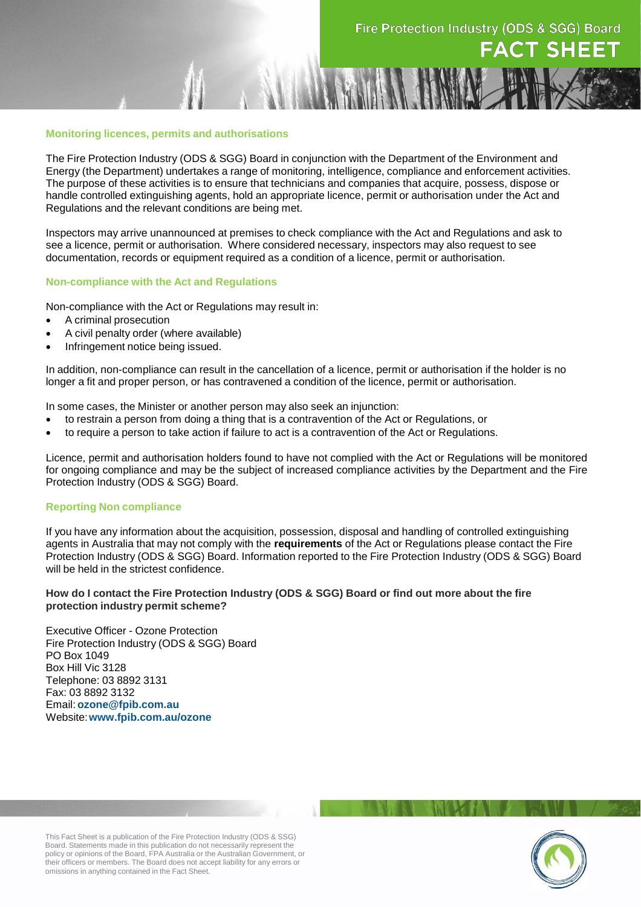## Monitoring licences, permits and authorisations

The Fire Protection Industry (ODS & SGG) Board in conjunction with the Department of the Environment and Energy (the Department) undertakes a range of monitoring, intelligence, compliance and enforcement activities. The purpose of these activities is to ensure that technicians and companies that acquire, possess, dispose or handle controlled extinguishing agents, hold an appropriate licence, permit or authorisation under the Act and Regulations and the relevant conditions are being met.

Inspectors may arrive unannounced at premises to check compliance with the Act and Regulations and ask to see a licence, permit or authorisation. Where considered necessary, inspectors may also request to see documentation, records or equipment required as a condition of a licence, permit or authorisation.

## Non-compliance with the Act and Regulations

Non-compliance with the Act or Regulations may result in:

- A criminal prosecution
- A civil penalty order (where available)
- Infringement notice being issued.

In addition, non-compliance can result in the cancellation of a licence, permit or authorisation if the holder is no longer a fit and proper person, or has contravened a condition of the licence, permit or authorisation.

In some cases, the Minister or another person may also seek an injunction:

- to restrain a person from doing a thing that is a contravention of the Act or Regulations, or
- to require a person to take action if failure to act is a contravention of the Act or Regulations.

Licence, permit and authorisation holders found to have not complied with the Act or Regulations will be monitored for ongoing compliance and may be the subject of increased compliance activities by the Department and the Fire Protection Industry (ODS & SGG) Board.

## Reporting Non compliance

If you have any information about the acquisition, possession, disposal and handling of controlled extinguishing agents in Australia that may not comply with the **requirements** of the Act or Regulations please contact the Fire Protection Industry (ODS & SGG) Board. Information reported to the Fire Protection Industry (ODS & SGG) Board will be held in the strictest confidence.

**How do I contact the Fire Protection Industry (ODS & SGG) Board or find out more about the fire protection industry permit scheme?**

Executive Officer - Ozone Protection
Fire Protection Industry (ODS & SGG) Board
PO Box 1049
Box Hill Vic 3128
Telephone: 03 8892 3131
Fax: 03 8892 3132
Email: **ozone@fpib.com.au**
Website: **www.fpib.com.au/ozone**

This Fact Sheet is a publication of the Fire Protection Industry (ODS & SSG) Board. Statements made in this publication do not necessarily represent the policy or opinions of the Board, FPA Australia or the Australian Government, or their officers or members. The Board does not accept liability for any errors or omissions in anything contained in the Fact Sheet.